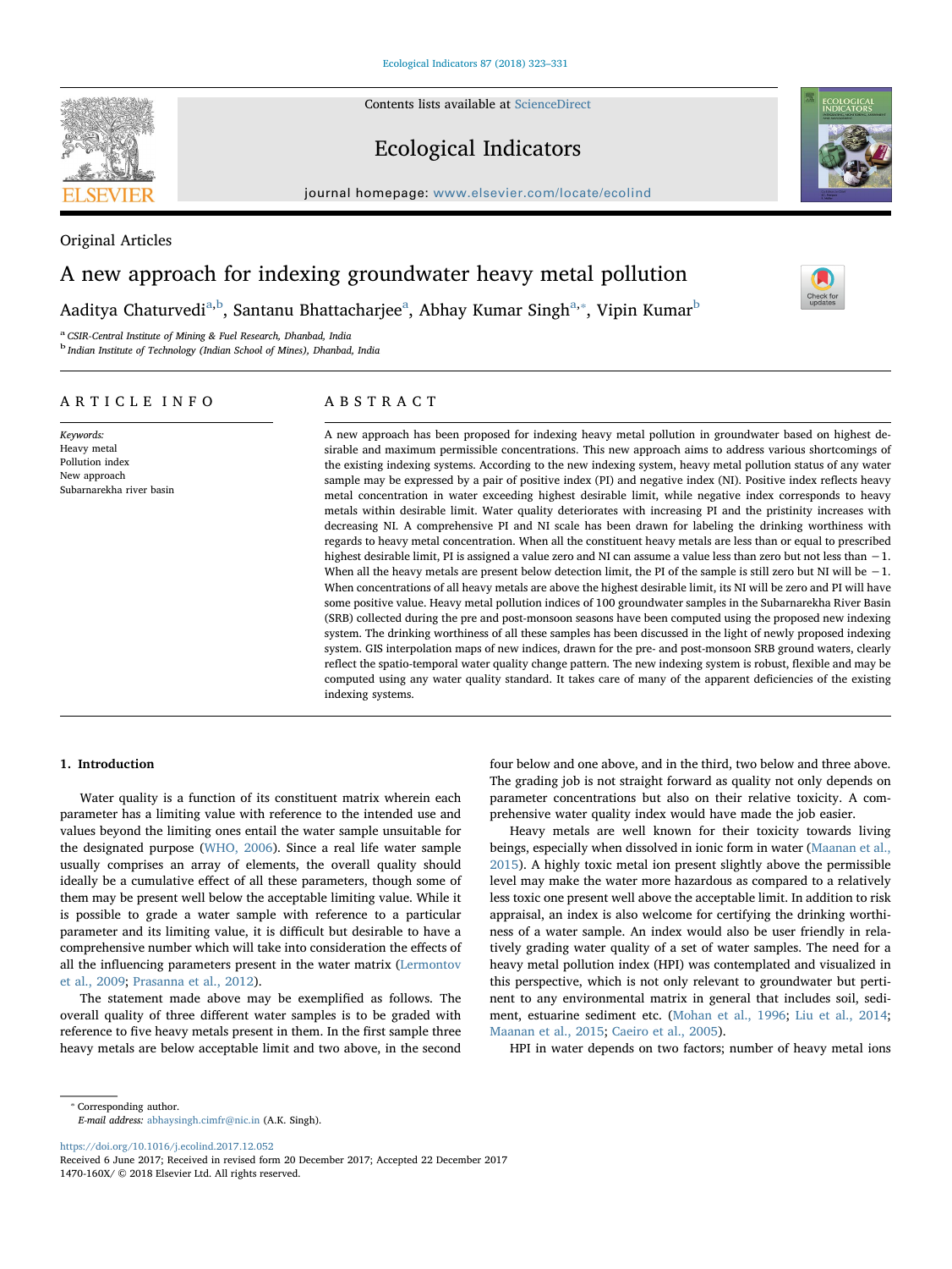Original Articles

# A new approach for indexing groundwater heavy metal pollution

Aaditya Chaturvedi[a,b], Santanu Bhattacharjee[a], Abhay Kumar Singh[a,*], Vipin Kumar[b]

[a] CSIR-Central Institute of Mining & Fuel Research, Dhanbad, India

[b] Indian Institute of Technology (Indian School of Mines), Dhanbad, India

## ARTICLE INFO

*Keywords:*
Heavy metal
Pollution index
New approach
Subarnarekha river basin

## ABSTRACT

A new approach has been proposed for indexing heavy metal pollution in groundwater based on highest desirable and maximum permissible concentrations. This new approach aims to address various shortcomings of the existing indexing systems. According to the new indexing system, heavy metal pollution status of any water sample may be expressed by a pair of positive index (PI) and negative index (NI). Positive index reflects heavy metal concentration in water exceeding highest desirable limit, while negative index corresponds to heavy metals within desirable limit. Water quality deteriorates with increasing PI and the pristinity increases with decreasing NI. A comprehensive PI and NI scale has been drawn for labeling the drinking worthiness with regards to heavy metal concentration. When all the constituent heavy metals are less than or equal to prescribed highest desirable limit, PI is assigned a value zero and NI can assume a value less than zero but not less than −1. When all the heavy metals are present below detection limit, the PI of the sample is still zero but NI will be −1. When concentrations of all heavy metals are above the highest desirable limit, its NI will be zero and PI will have some positive value. Heavy metal pollution indices of 100 groundwater samples in the Subarnarekha River Basin (SRB) collected during the pre and post-monsoon seasons have been computed using the proposed new indexing system. The drinking worthiness of all these samples has been discussed in the light of newly proposed indexing system. GIS interpolation maps of new indices, drawn for the pre- and post-monsoon SRB ground waters, clearly reflect the spatio-temporal water quality change pattern. The new indexing system is robust, flexible and may be computed using any water quality standard. It takes care of many of the apparent deficiencies of the existing indexing systems.

## 1. Introduction

Water quality is a function of its constituent matrix wherein each parameter has a limiting value with reference to the intended use and values beyond the limiting ones entail the water sample unsuitable for the designated purpose (WHO, 2006). Since a real life water sample usually comprises an array of elements, the overall quality should ideally be a cumulative effect of all these parameters, though some of them may be present well below the acceptable limiting value. While it is possible to grade a water sample with reference to a particular parameter and its limiting value, it is difficult but desirable to have a comprehensive number which will take into consideration the effects of all the influencing parameters present in the water matrix (Lermontov et al., 2009; Prasanna et al., 2012).

The statement made above may be exemplified as follows. The overall quality of three different water samples is to be graded with reference to five heavy metals present in them. In the first sample three heavy metals are below acceptable limit and two above, in the second four below and one above, and in the third, two below and three above. The grading job is not straight forward as quality not only depends on parameter concentrations but also on their relative toxicity. A comprehensive water quality index would have made the job easier.

Heavy metals are well known for their toxicity towards living beings, especially when dissolved in ionic form in water (Maanan et al., 2015). A highly toxic metal ion present slightly above the permissible level may make the water more hazardous as compared to a relatively less toxic one present well above the acceptable limit. In addition to risk appraisal, an index is also welcome for certifying the drinking worthiness of a water sample. An index would also be user friendly in relatively grading water quality of a set of water samples. The need for a heavy metal pollution index (HPI) was contemplated and visualized in this perspective, which is not only relevant to groundwater but pertinent to any environmental matrix in general that includes soil, sediment, estuarine sediment etc. (Mohan et al., 1996; Liu et al., 2014; Maanan et al., 2015; Caeiro et al., 2005).

HPI in water depends on two factors; number of heavy metal ions

---

* Corresponding author.
*E-mail address:* abhaysingh.cimfr@nic.in (A.K. Singh).

https://doi.org/10.1016/j.ecolind.2017.12.052
Received 6 June 2017; Received in revised form 20 December 2017; Accepted 22 December 2017
1470-160X/ © 2018 Elsevier Ltd. All rights reserved.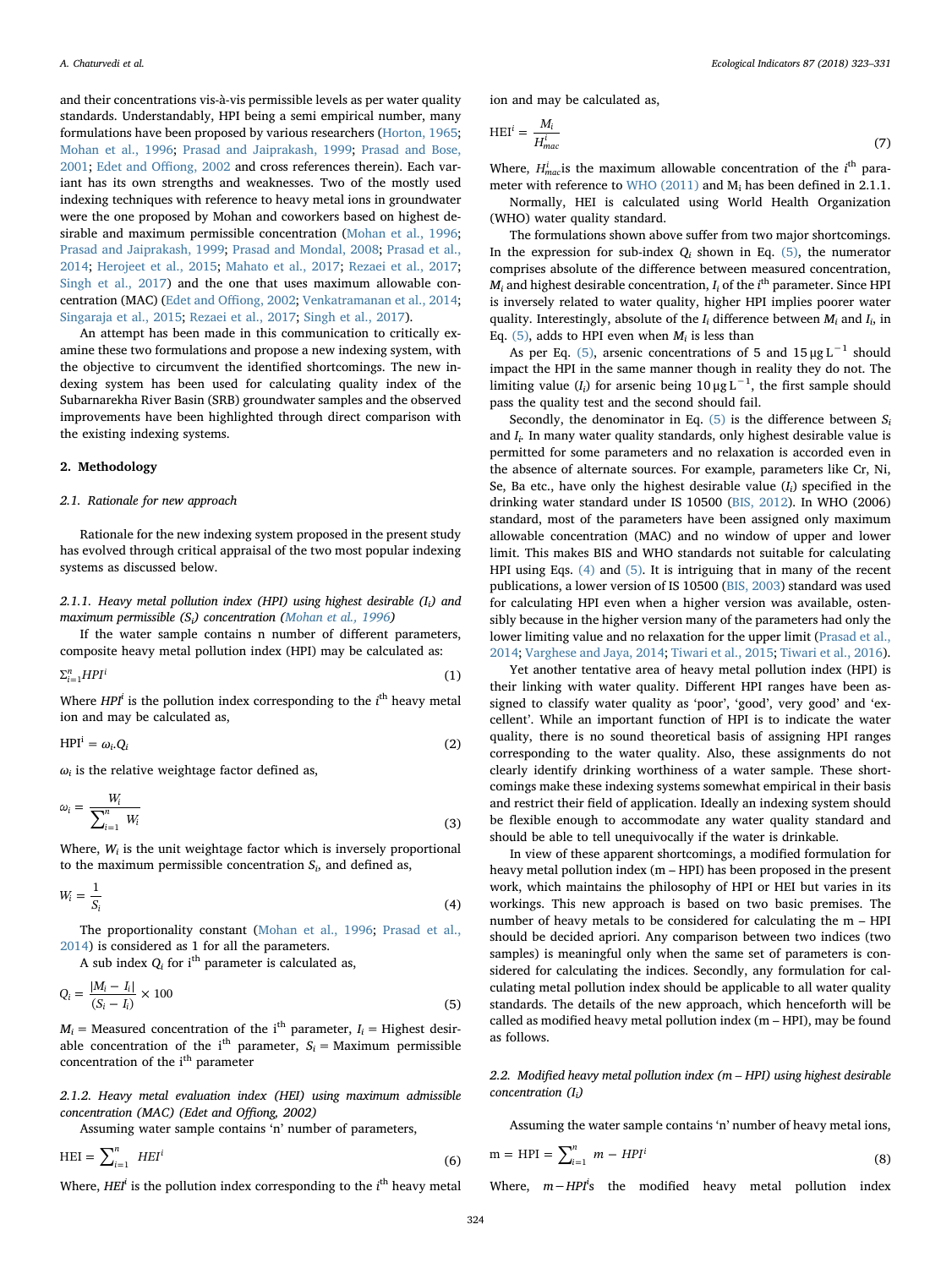and their concentrations vis-à-vis permissible levels as per water quality standards. Understandably, HPI being a semi empirical number, many formulations have been proposed by various researchers (Horton, 1965; Mohan et al., 1996; Prasad and Jaiprakash, 1999; Prasad and Bose, 2001; Edet and Offiong, 2002 and cross references therein). Each variant has its own strengths and weaknesses. Two of the mostly used indexing techniques with reference to heavy metal ions in groundwater were the one proposed by Mohan and coworkers based on highest desirable and maximum permissible concentration (Mohan et al., 1996; Prasad and Jaiprakash, 1999; Prasad and Mondal, 2008; Prasad et al., 2014; Herojeet et al., 2015; Mahato et al., 2017; Rezaei et al., 2017; Singh et al., 2017) and the one that uses maximum allowable concentration (MAC) (Edet and Offiong, 2002; Venkatramanan et al., 2014; Singaraja et al., 2015; Rezaei et al., 2017; Singh et al., 2017).

An attempt has been made in this communication to critically examine these two formulations and propose a new indexing system, with the objective to circumvent the identified shortcomings. The new indexing system has been used for calculating quality index of the Subarnarekha River Basin (SRB) groundwater samples and the observed improvements have been highlighted through direct comparison with the existing indexing systems.

## 2. Methodology

### 2.1. Rationale for new approach

Rationale for the new indexing system proposed in the present study has evolved through critical appraisal of the two most popular indexing systems as discussed below.

#### 2.1.1. Heavy metal pollution index (HPI) using highest desirable ($I_i$) and maximum permissible ($S_i$) concentration (Mohan et al., 1996)

If the water sample contains n number of different parameters, composite heavy metal pollution index (HPI) may be calculated as:

$$\Sigma_{i=1}^{n} HPI^{i} \tag{1}$$

Where $HPI^i$ is the pollution index corresponding to the $i^{th}$ heavy metal ion and may be calculated as,

$$\mathrm{HPI}^{i} = \omega_i . Q_i \tag{2}$$

$\omega_i$ is the relative weightage factor defined as,

$$\omega_i = \frac{W_i}{\sum_{i=1}^{n} W_i} \tag{3}$$

Where, $W_i$ is the unit weightage factor which is inversely proportional to the maximum permissible concentration $S_i$, and defined as,

$$W_i = \frac{1}{S_i} \tag{4}$$

The proportionality constant (Mohan et al., 1996; Prasad et al., 2014) is considered as 1 for all the parameters.

A sub index $Q_i$ for i[th] parameter is calculated as,

$$Q_i = \frac{|M_i - I_i|}{(S_i - I_i)} \times 100 \tag{5}$$

$M_i$ = Measured concentration of the i[th] parameter, $I_i$ = Highest desirable concentration of the i[th] parameter, $S_i$ = Maximum permissible concentration of the i[th] parameter

#### 2.1.2. Heavy metal evaluation index (HEI) using maximum admissible concentration (MAC) (Edet and Offiong, 2002)

Assuming water sample contains 'n' number of parameters,

$$\mathrm{HEI} = \sum_{i=1}^{n} HEI^{i} \tag{6}$$

Where, $HEI^i$ is the pollution index corresponding to the $i^{th}$ heavy metal ion and may be calculated as,

$$\mathrm{HEI}^{i} = \frac{M_i}{H_{mac}^{i}} \tag{7}$$

Where, $H_{mac}^{i}$ is the maximum allowable concentration of the $i^{th}$ parameter with reference to WHO (2011) and $M_i$ has been defined in 2.1.1.

Normally, HEI is calculated using World Health Organization (WHO) water quality standard.

The formulations shown above suffer from two major shortcomings. In the expression for sub-index $Q_i$ shown in Eq. (5), the numerator comprises absolute of the difference between measured concentration, $M_i$ and highest desirable concentration, $I_i$ of the $i^{th}$ parameter. Since HPI is inversely related to water quality, higher HPI implies poorer water quality. Interestingly, absolute of the $I_i$ difference between $M_i$ and $I_i$, in Eq. (5), adds to HPI even when $M_i$ is less than

As per Eq. (5), arsenic concentrations of 5 and 15 $\mu g\,L^{-1}$ should impact the HPI in the same manner though in reality they do not. The limiting value ($I_i$) for arsenic being 10 $\mu g\,L^{-1}$, the first sample should pass the quality test and the second should fail.

Secondly, the denominator in Eq. (5) is the difference between $S_i$ and $I_i$. In many water quality standards, only highest desirable value is permitted for some parameters and no relaxation is accorded even in the absence of alternate sources. For example, parameters like Cr, Ni, Se, Ba etc., have only the highest desirable value ($I_i$) specified in the drinking water standard under IS 10500 (BIS, 2012). In WHO (2006) standard, most of the parameters have been assigned only maximum allowable concentration (MAC) and no window of upper and lower limit. This makes BIS and WHO standards not suitable for calculating HPI using Eqs. (4) and (5). It is intriguing that in many of the recent publications, a lower version of IS 10500 (BIS, 2003) standard was used for calculating HPI even when a higher version was available, ostensibly because in the higher version many of the parameters had only the lower limiting value and no relaxation for the upper limit (Prasad et al., 2014; Varghese and Jaya, 2014; Tiwari et al., 2015; Tiwari et al., 2016).

Yet another tentative area of heavy metal pollution index (HPI) is their linking with water quality. Different HPI ranges have been assigned to classify water quality as 'poor', 'good', very good' and 'excellent'. While an important function of HPI is to indicate the water quality, there is no sound theoretical basis of assigning HPI ranges corresponding to the water quality. Also, these assignments do not clearly identify drinking worthiness of a water sample. These shortcomings make these indexing systems somewhat empirical in their basis and restrict their field of application. Ideally an indexing system should be flexible enough to accommodate any water quality standard and should be able to tell unequivocally if the water is drinkable.

In view of these apparent shortcomings, a modified formulation for heavy metal pollution index (m – HPI) has been proposed in the present work, which maintains the philosophy of HPI or HEI but varies in its workings. This new approach is based on two basic premises. The number of heavy metals to be considered for calculating the m – HPI should be decided apriori. Any comparison between two indices (two samples) is meaningful only when the same set of parameters is considered for calculating the indices. Secondly, any formulation for calculating metal pollution index should be applicable to all water quality standards. The details of the new approach, which henceforth will be called as modified heavy metal pollution index (m – HPI), may be found as follows.

### 2.2. Modified heavy metal pollution index (m – HPI) using highest desirable concentration ($I_i$)

Assuming the water sample contains 'n' number of heavy metal ions,

$$\mathrm{m} - \mathrm{HPI} = \sum_{i=1}^{n} m - HPI^{i} \tag{8}$$

Where, $m - HPI^{i}$s the modified heavy metal pollution index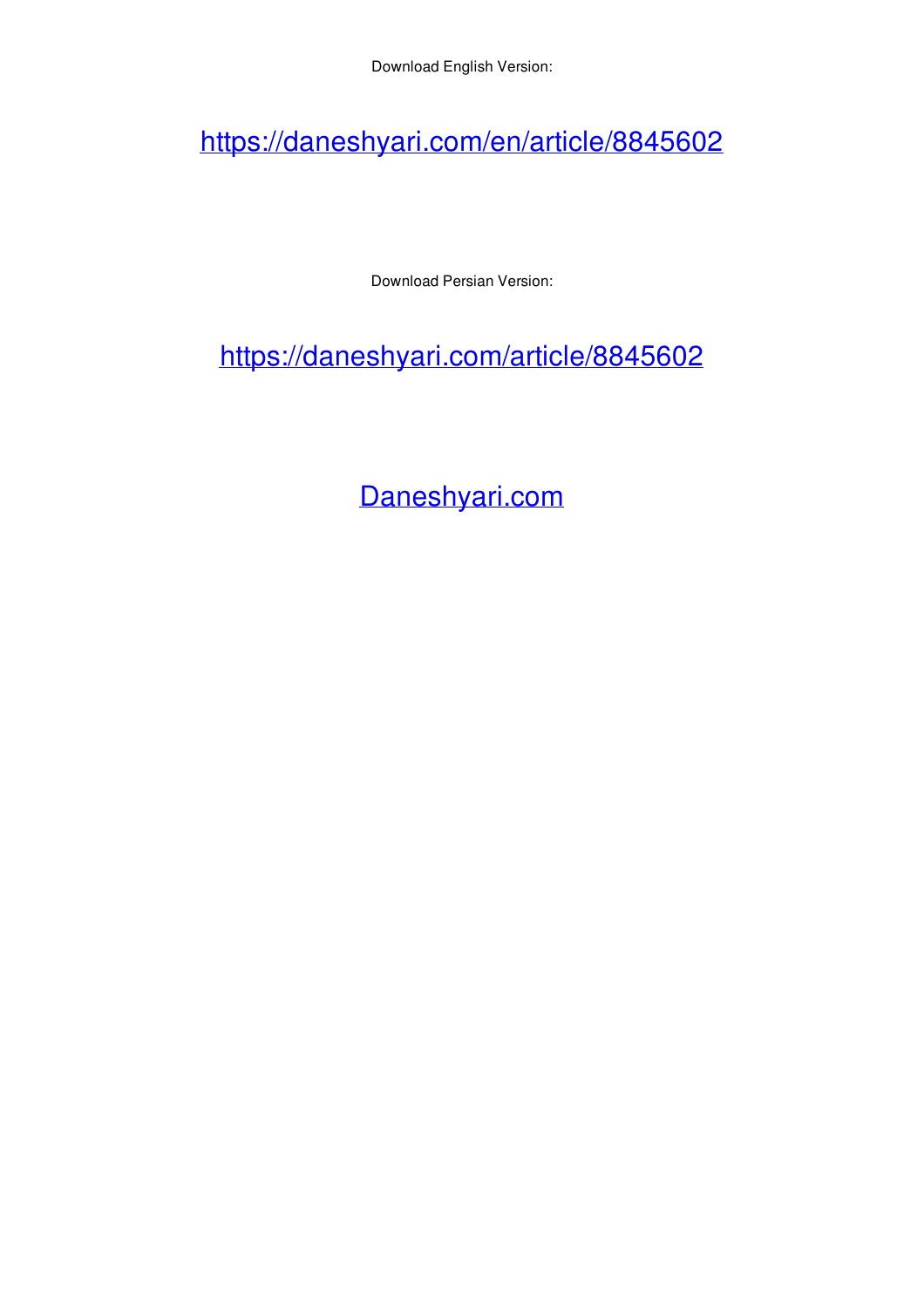Download English Version:

https://daneshyari.com/en/article/8845602

Download Persian Version:

https://daneshyari.com/article/8845602

Daneshyari.com